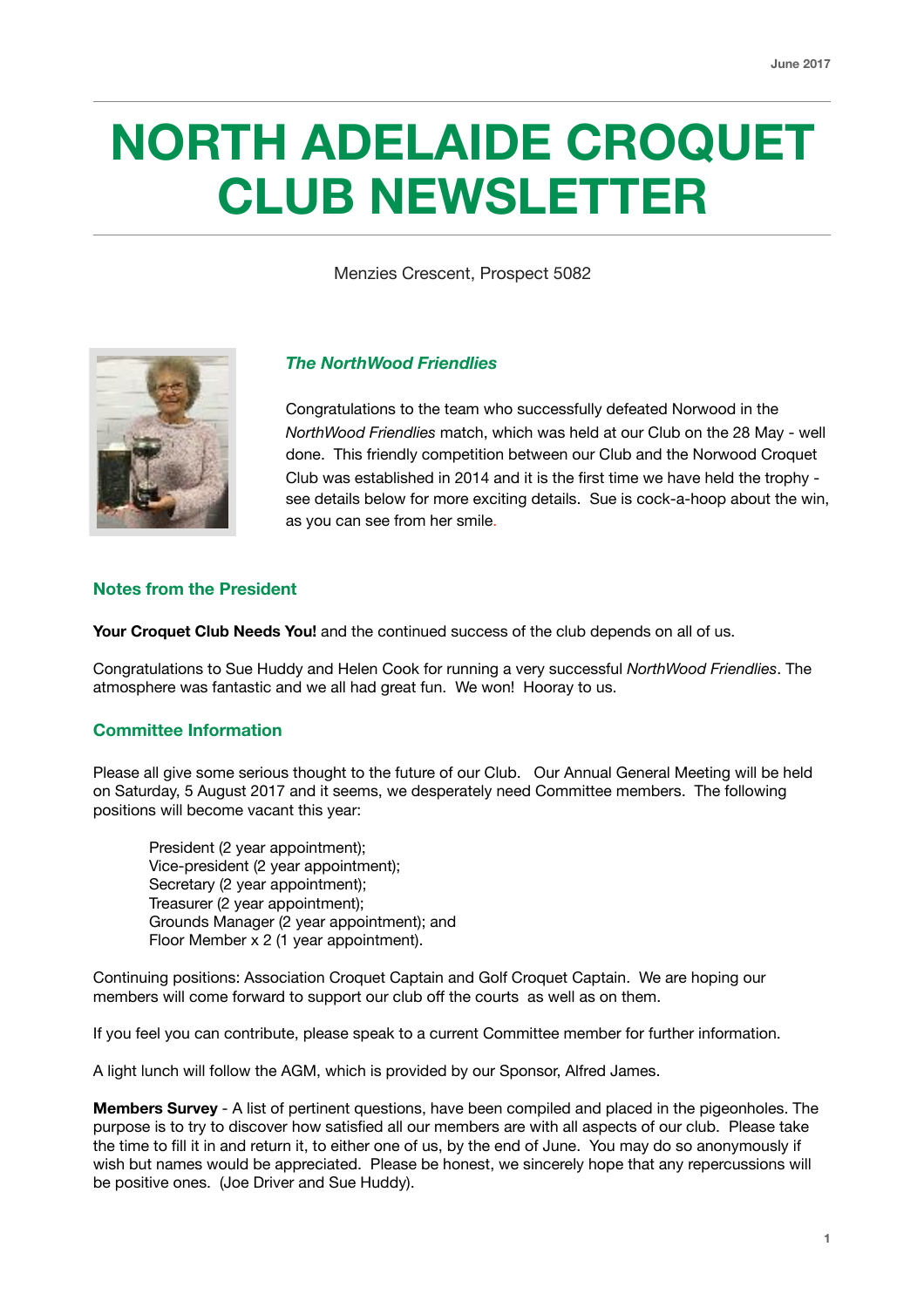June 2017

# NORTH ADELAIDE CROQUET CLUB NEWSLETTER

Menzies Crescent, Prospect 5082

### *The NorthWood Friendlies*

Congratulations to the team who successfully defeated Norwood in the *NorthWood Friendlies* match, which was held at our Club on the 28 May - well done. This friendly competition between our Club and the Norwood Croquet Club was established in 2014 and it is the first time we have held the trophy - see details below for more exciting details. Sue is cock-a-hoop about the win, as you can see from her smile.

## Notes from the President

**Your Croquet Club Needs You!** and the continued success of the club depends on all of us.

Congratulations to Sue Huddy and Helen Cook for running a very successful *NorthWood Friendlies*. The atmosphere was fantastic and we all had great fun. We won! Hooray to us.

## Committee Information

Please all give some serious thought to the future of our Club. Our Annual General Meeting will be held on Saturday, 5 August 2017 and it seems, we desperately need Committee members. The following positions will become vacant this year:

- President (2 year appointment);
- Vice-president (2 year appointment);
- Secretary (2 year appointment);
- Treasurer (2 year appointment);
- Grounds Manager (2 year appointment); and
- Floor Member x 2 (1 year appointment).

Continuing positions: Association Croquet Captain and Golf Croquet Captain. We are hoping our members will come forward to support our club off the courts as well as on them.

If you feel you can contribute, please speak to a current Committee member for further information.

A light lunch will follow the AGM, which is provided by our Sponsor, Alfred James.

**Members Survey** - A list of pertinent questions, have been compiled and placed in the pigeonholes. The purpose is to try to discover how satisfied all our members are with all aspects of our club. Please take the time to fill it in and return it, to either one of us, by the end of June. You may do so anonymously if wish but names would be appreciated. Please be honest, we sincerely hope that any repercussions will be positive ones. (Joe Driver and Sue Huddy).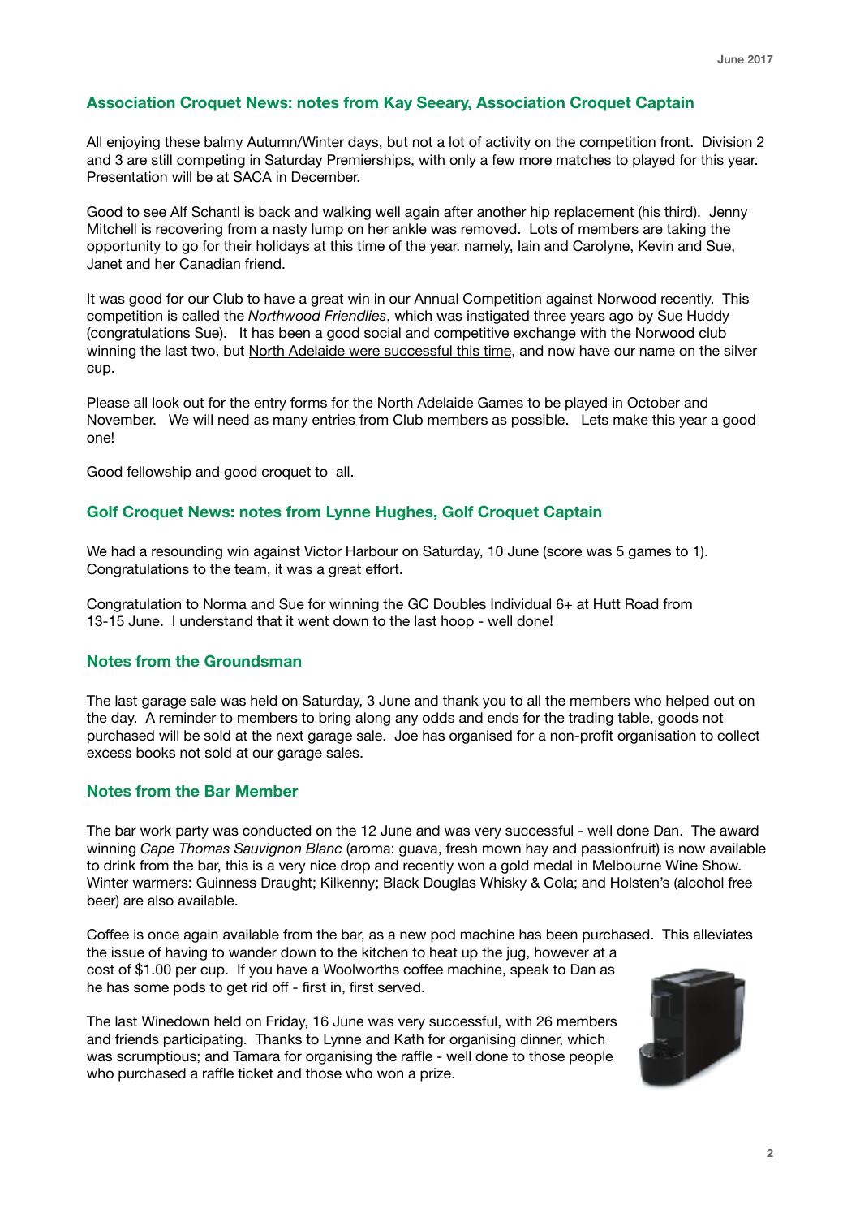## Association Croquet News: notes from Kay Seeary, Association Croquet Captain

All enjoying these balmy Autumn/Winter days, but not a lot of activity on the competition front. Division 2 and 3 are still competing in Saturday Premierships, with only a few more matches to played for this year. Presentation will be at SACA in December.

Good to see Alf Schantl is back and walking well again after another hip replacement (his third). Jenny Mitchell is recovering from a nasty lump on her ankle was removed. Lots of members are taking the opportunity to go for their holidays at this time of the year. namely, Iain and Carolyne, Kevin and Sue, Janet and her Canadian friend.

It was good for our Club to have a great win in our Annual Competition against Norwood recently. This competition is called the *Northwood Friendlies*, which was instigated three years ago by Sue Huddy (congratulations Sue). It has been a good social and competitive exchange with the Norwood club winning the last two, but <u>North Adelaide were successful this time</u>, and now have our name on the silver cup.

Please all look out for the entry forms for the North Adelaide Games to be played in October and November. We will need as many entries from Club members as possible. Lets make this year a good one!

Good fellowship and good croquet to all.

## Golf Croquet News: notes from Lynne Hughes, Golf Croquet Captain

We had a resounding win against Victor Harbour on Saturday, 10 June (score was 5 games to 1). Congratulations to the team, it was a great effort.

Congratulation to Norma and Sue for winning the GC Doubles Individual 6+ at Hutt Road from 13-15 June. I understand that it went down to the last hoop - well done!

## Notes from the Groundsman

The last garage sale was held on Saturday, 3 June and thank you to all the members who helped out on the day. A reminder to members to bring along any odds and ends for the trading table, goods not purchased will be sold at the next garage sale. Joe has organised for a non-profit organisation to collect excess books not sold at our garage sales.

## Notes from the Bar Member

The bar work party was conducted on the 12 June and was very successful - well done Dan. The award winning *Cape Thomas Sauvignon Blanc* (aroma: guava, fresh mown hay and passionfruit) is now available to drink from the bar, this is a very nice drop and recently won a gold medal in Melbourne Wine Show. Winter warmers: Guinness Draught; Kilkenny; Black Douglas Whisky & Cola; and Holsten's (alcohol free beer) are also available.

Coffee is once again available from the bar, as a new pod machine has been purchased. This alleviates the issue of having to wander down to the kitchen to heat up the jug, however at a cost of $1.00 per cup. If you have a Woolworths coffee machine, speak to Dan as he has some pods to get rid off - first in, first served.

The last Winedown held on Friday, 16 June was very successful, with 26 members and friends participating. Thanks to Lynne and Kath for organising dinner, which was scrumptious; and Tamara for organising the raffle - well done to those people who purchased a raffle ticket and those who won a prize.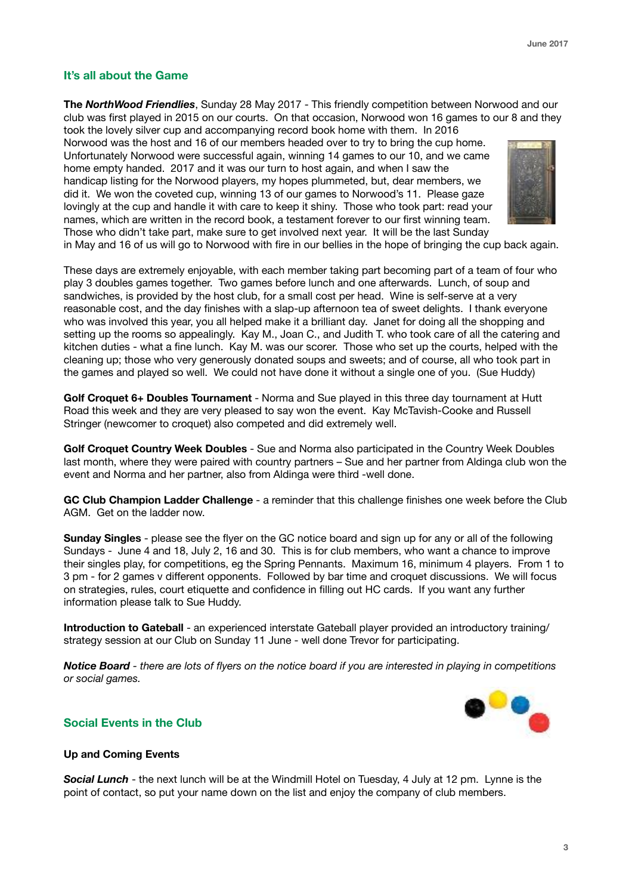## It's all about the Game

**The *NorthWood Friendlies***, Sunday 28 May 2017 - This friendly competition between Norwood and our club was first played in 2015 on our courts. On that occasion, Norwood won 16 games to our 8 and they took the lovely silver cup and accompanying record book home with them. In 2016 Norwood was the host and 16 of our members headed over to try to bring the cup home. Unfortunately Norwood were successful again, winning 14 games to our 10, and we came home empty handed. 2017 and it was our turn to host again, and when I saw the handicap listing for the Norwood players, my hopes plummeted, but, dear members, we did it. We won the coveted cup, winning 13 of our games to Norwood's 11. Please gaze lovingly at the cup and handle it with care to keep it shiny. Those who took part: read your names, which are written in the record book, a testament forever to our first winning team. Those who didn't take part, make sure to get involved next year. It will be the last Sunday in May and 16 of us will go to Norwood with fire in our bellies in the hope of bringing the cup back again.

These days are extremely enjoyable, with each member taking part becoming part of a team of four who play 3 doubles games together. Two games before lunch and one afterwards. Lunch, of soup and sandwiches, is provided by the host club, for a small cost per head. Wine is self-serve at a very reasonable cost, and the day finishes with a slap-up afternoon tea of sweet delights. I thank everyone who was involved this year, you all helped make it a brilliant day. Janet for doing all the shopping and setting up the rooms so appealingly. Kay M., Joan C., and Judith T. who took care of all the catering and kitchen duties - what a fine lunch. Kay M. was our scorer. Those who set up the courts, helped with the cleaning up; those who very generously donated soups and sweets; and of course, all who took part in the games and played so well. We could not have done it without a single one of you. (Sue Huddy)

**Golf Croquet 6+ Doubles Tournament** - Norma and Sue played in this three day tournament at Hutt Road this week and they are very pleased to say won the event. Kay McTavish-Cooke and Russell Stringer (newcomer to croquet) also competed and did extremely well.

**Golf Croquet Country Week Doubles** - Sue and Norma also participated in the Country Week Doubles last month, where they were paired with country partners – Sue and her partner from Aldinga club won the event and Norma and her partner, also from Aldinga were third -well done.

**GC Club Champion Ladder Challenge** - a reminder that this challenge finishes one week before the Club AGM. Get on the ladder now.

**Sunday Singles** - please see the flyer on the GC notice board and sign up for any or all of the following Sundays - June 4 and 18, July 2, 16 and 30. This is for club members, who want a chance to improve their singles play, for competitions, eg the Spring Pennants. Maximum 16, minimum 4 players. From 1 to 3 pm - for 2 games v different opponents. Followed by bar time and croquet discussions. We will focus on strategies, rules, court etiquette and confidence in filling out HC cards. If you want any further information please talk to Sue Huddy.

**Introduction to Gateball** - an experienced interstate Gateball player provided an introductory training/ strategy session at our Club on Sunday 11 June - well done Trevor for participating.

***Notice Board*** *- there are lots of flyers on the notice board if you are interested in playing in competitions or social games.*

## Social Events in the Club

### Up and Coming Events

***Social Lunch*** - the next lunch will be at the Windmill Hotel on Tuesday, 4 July at 12 pm. Lynne is the point of contact, so put your name down on the list and enjoy the company of club members.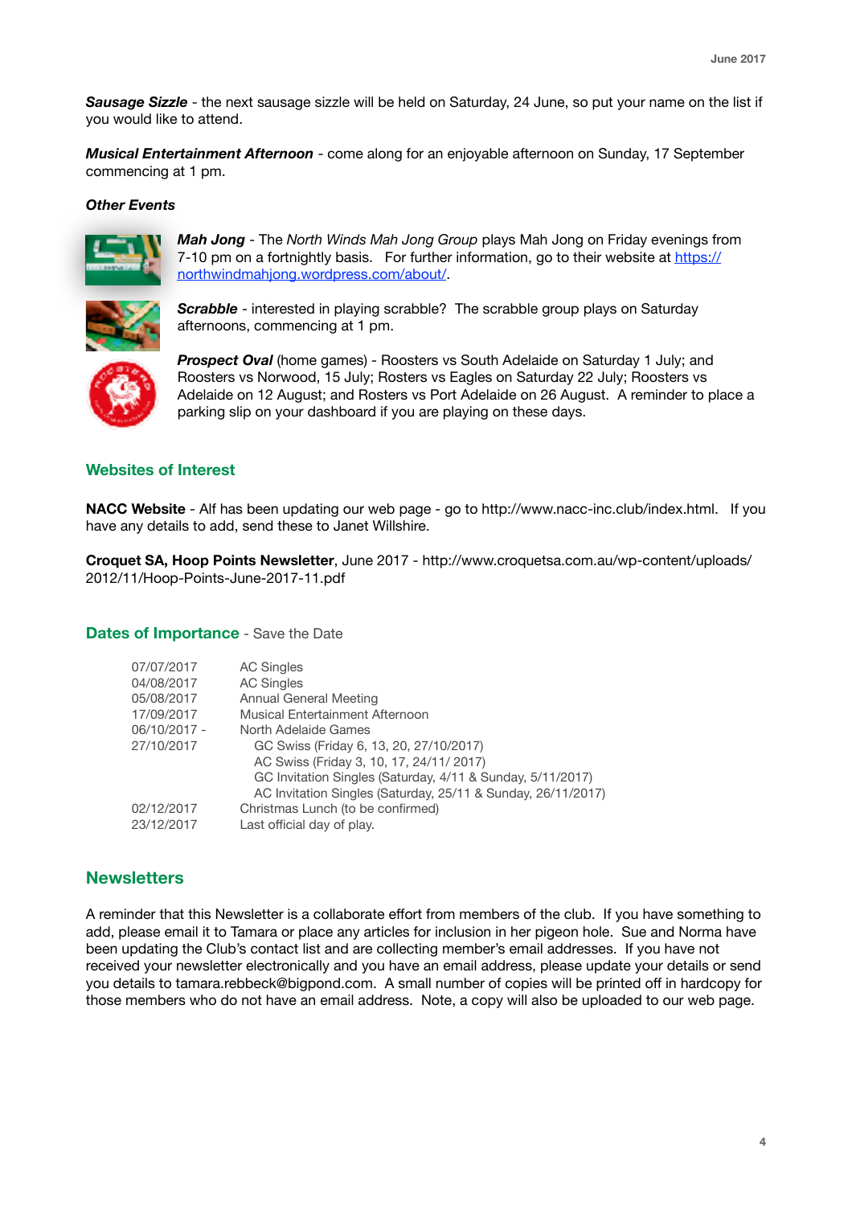***Sausage Sizzle*** - the next sausage sizzle will be held on Saturday, 24 June, so put your name on the list if you would like to attend.

***Musical Entertainment Afternoon*** - come along for an enjoyable afternoon on Sunday, 17 September commencing at 1 pm.

***Other Events***

***Mah Jong*** - The *North Winds Mah Jong Group* plays Mah Jong on Friday evenings from 7-10 pm on a fortnightly basis. For further information, go to their website at [https://northwindmahjong.wordpress.com/about/](https://northwindmahjong.wordpress.com/about/).

***Scrabble*** - interested in playing scrabble? The scrabble group plays on Saturday afternoons, commencing at 1 pm.

***Prospect Oval*** (home games) - Roosters vs South Adelaide on Saturday 1 July; and Roosters vs Norwood, 15 July; Rosters vs Eagles on Saturday 22 July; Roosters vs Adelaide on 12 August; and Rosters vs Port Adelaide on 26 August. A reminder to place a parking slip on your dashboard if you are playing on these days.

## Websites of Interest

**NACC Website** - Alf has been updating our web page - go to http://www.nacc-inc.club/index.html. If you have any details to add, send these to Janet Willshire.

**Croquet SA, Hoop Points Newsletter**, June 2017 - http://www.croquetsa.com.au/wp-content/uploads/2012/11/Hoop-Points-June-2017-11.pdf

## Dates of Importance - Save the Date

| | |
|---|---|
| 07/07/2017 | AC Singles |
| 04/08/2017 | AC Singles |
| 05/08/2017 | Annual General Meeting |
| 17/09/2017 | Musical Entertainment Afternoon |
| 06/10/2017 - 27/10/2017 | North Adelaide Games |
| | GC Swiss (Friday 6, 13, 20, 27/10/2017) |
| | AC Swiss (Friday 3, 10, 17, 24/11/ 2017) |
| | GC Invitation Singles (Saturday, 4/11 & Sunday, 5/11/2017) |
| | AC Invitation Singles (Saturday, 25/11 & Sunday, 26/11/2017) |
| 02/12/2017 | Christmas Lunch (to be confirmed) |
| 23/12/2017 | Last official day of play. |

## Newsletters

A reminder that this Newsletter is a collaborate effort from members of the club. If you have something to add, please email it to Tamara or place any articles for inclusion in her pigeon hole. Sue and Norma have been updating the Club's contact list and are collecting member's email addresses. If you have not received your newsletter electronically and you have an email address, please update your details or send you details to tamara.rebbeck@bigpond.com. A small number of copies will be printed off in hardcopy for those members who do not have an email address. Note, a copy will also be uploaded to our web page.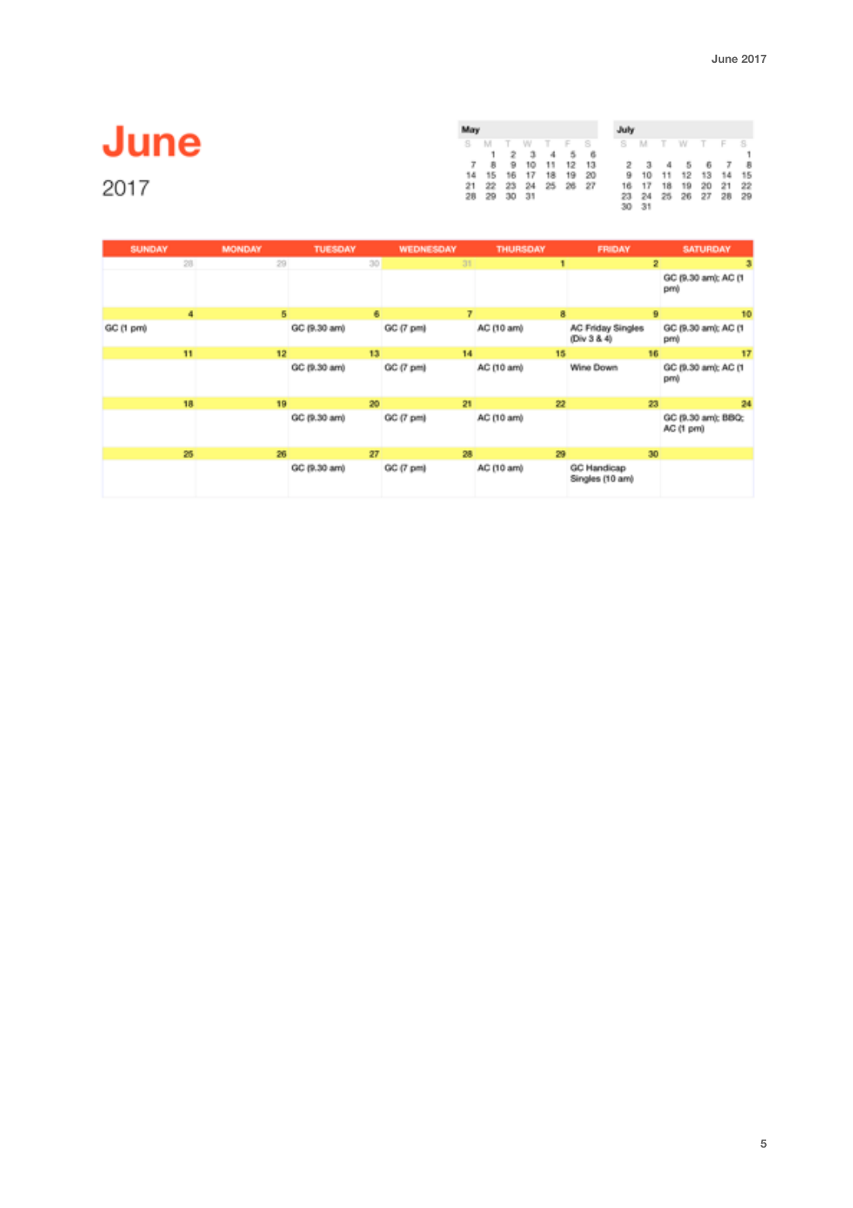# June

2017

**May**

| S | M | T | W | T | F | S |
|---|---|---|---|---|---|---|
| | 1 | 2 | 3 | 4 | 5 | 6 |
| 7 | 8 | 9 | 10 | 11 | 12 | 13 |
| 14 | 15 | 16 | 17 | 18 | 19 | 20 |
| 21 | 22 | 23 | 24 | 25 | 26 | 27 |
| 28 | 29 | 30 | 31 | | | |

**July**

| S | M | T | W | T | F | S |
|---|---|---|---|---|---|---|
| | | | | | | 1 |
| 2 | 3 | 4 | 5 | 6 | 7 | 8 |
| 9 | 10 | 11 | 12 | 13 | 14 | 15 |
| 16 | 17 | 18 | 19 | 20 | 21 | 22 |
| 23 | 24 | 25 | 26 | 27 | 28 | 29 |
| 30 | 31 | | | | | |

| SUNDAY | MONDAY | TUESDAY | WEDNESDAY | THURSDAY | FRIDAY | SATURDAY |
|---|---|---|---|---|---|---|
| 28 | 29 | 30 | 31 | 1 | 2 | 3 GC (9.30 am); AC (1 pm) |
| 4 GC (1 pm) | 5 | 6 GC (9.30 am) | 7 GC (7 pm) | 8 AC (10 am) | 9 AC Friday Singles (Div 3 & 4) | 10 GC (9.30 am); AC (1 pm) |
| 11 | 12 | 13 GC (9.30 am) | 14 GC (7 pm) | 15 AC (10 am) | 16 Wine Down | 17 GC (9.30 am); AC (1 pm) |
| 18 | 19 | 20 GC (9.30 am) | 21 GC (7 pm) | 22 AC (10 am) | 23 | 24 GC (9.30 am); BBQ; AC (1 pm) |
| 25 | 26 | 27 GC (9.30 am) | 28 GC (7 pm) | 29 AC (10 am) | 30 GC Handicap Singles (10 am) | |